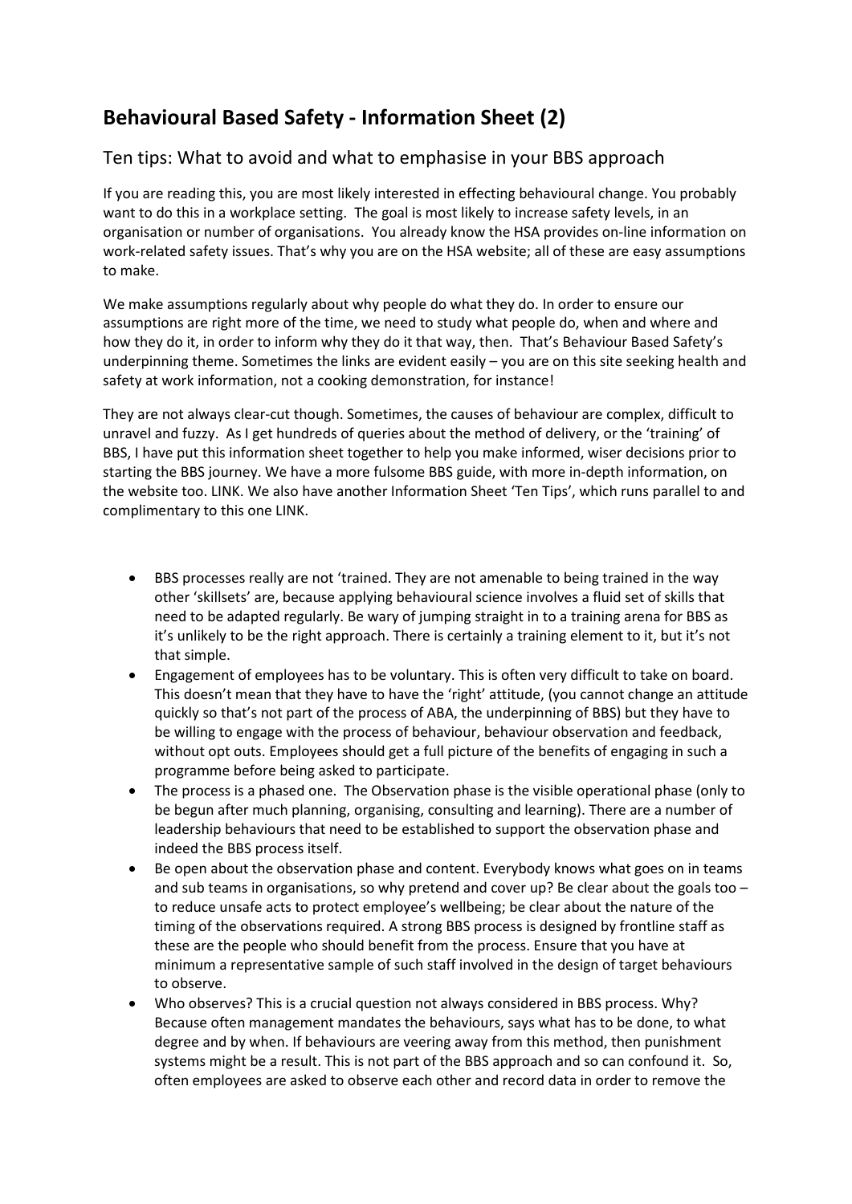# Behavioural Based Safety - Information Sheet (2)

## Ten tips: What to avoid and what to emphasise in your BBS approach

If you are reading this, you are most likely interested in effecting behavioural change. You probably want to do this in a workplace setting. The goal is most likely to increase safety levels, in an organisation or number of organisations. You already know the HSA provides on-line information on work-related safety issues. That's why you are on the HSA website; all of these are easy assumptions to make.

We make assumptions regularly about why people do what they do. In order to ensure our assumptions are right more of the time, we need to study what people do, when and where and how they do it, in order to inform why they do it that way, then. That's Behaviour Based Safety's underpinning theme. Sometimes the links are evident easily – you are on this site seeking health and safety at work information, not a cooking demonstration, for instance!

They are not always clear-cut though. Sometimes, the causes of behaviour are complex, difficult to unravel and fuzzy. As I get hundreds of queries about the method of delivery, or the 'training' of BBS, I have put this information sheet together to help you make informed, wiser decisions prior to starting the BBS journey. We have a more fulsome BBS guide, with more in-depth information, on the website too. LINK. We also have another Information Sheet 'Ten Tips', which runs parallel to and complimentary to this one LINK.

- BBS processes really are not 'trained. They are not amenable to being trained in the way other 'skillsets' are, because applying behavioural science involves a fluid set of skills that need to be adapted regularly. Be wary of jumping straight in to a training arena for BBS as it's unlikely to be the right approach. There is certainly a training element to it, but it's not that simple.
- Engagement of employees has to be voluntary. This is often very difficult to take on board. This doesn't mean that they have to have the 'right' attitude, (you cannot change an attitude quickly so that's not part of the process of ABA, the underpinning of BBS) but they have to be willing to engage with the process of behaviour, behaviour observation and feedback, without opt outs. Employees should get a full picture of the benefits of engaging in such a programme before being asked to participate.
- The process is a phased one. The Observation phase is the visible operational phase (only to be begun after much planning, organising, consulting and learning). There are a number of leadership behaviours that need to be established to support the observation phase and indeed the BBS process itself.
- Be open about the observation phase and content. Everybody knows what goes on in teams and sub teams in organisations, so why pretend and cover up? Be clear about the goals too – to reduce unsafe acts to protect employee's wellbeing; be clear about the nature of the timing of the observations required. A strong BBS process is designed by frontline staff as these are the people who should benefit from the process. Ensure that you have at minimum a representative sample of such staff involved in the design of target behaviours to observe.
- Who observes? This is a crucial question not always considered in BBS process. Why? Because often management mandates the behaviours, says what has to be done, to what degree and by when. If behaviours are veering away from this method, then punishment systems might be a result. This is not part of the BBS approach and so can confound it. So, often employees are asked to observe each other and record data in order to remove the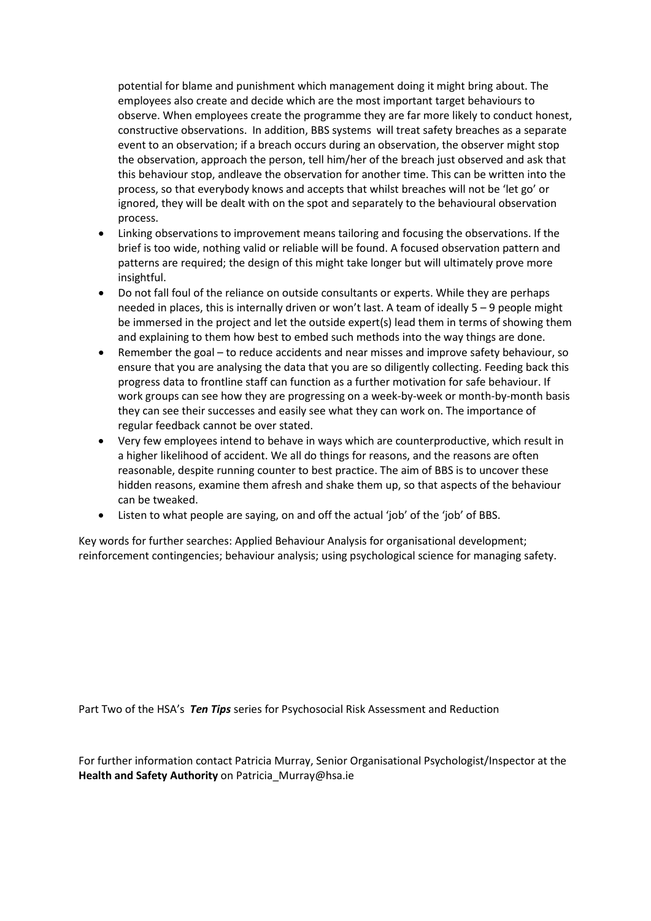potential for blame and punishment which management doing it might bring about. The employees also create and decide which are the most important target behaviours to observe. When employees create the programme they are far more likely to conduct honest, constructive observations. In addition, BBS systems will treat safety breaches as a separate event to an observation; if a breach occurs during an observation, the observer might stop the observation, approach the person, tell him/her of the breach just observed and ask that this behaviour stop, andleave the observation for another time. This can be written into the process, so that everybody knows and accepts that whilst breaches will not be 'let go' or ignored, they will be dealt with on the spot and separately to the behavioural observation process.

- Linking observations to improvement means tailoring and focusing the observations. If the brief is too wide, nothing valid or reliable will be found. A focused observation pattern and patterns are required; the design of this might take longer but will ultimately prove more insightful.
- Do not fall foul of the reliance on outside consultants or experts. While they are perhaps needed in places, this is internally driven or won't last. A team of ideally 5 – 9 people might be immersed in the project and let the outside expert(s) lead them in terms of showing them and explaining to them how best to embed such methods into the way things are done.
- Remember the goal – to reduce accidents and near misses and improve safety behaviour, so ensure that you are analysing the data that you are so diligently collecting. Feeding back this progress data to frontline staff can function as a further motivation for safe behaviour. If work groups can see how they are progressing on a week-by-week or month-by-month basis they can see their successes and easily see what they can work on. The importance of regular feedback cannot be over stated.
- Very few employees intend to behave in ways which are counterproductive, which result in a higher likelihood of accident. We all do things for reasons, and the reasons are often reasonable, despite running counter to best practice. The aim of BBS is to uncover these hidden reasons, examine them afresh and shake them up, so that aspects of the behaviour can be tweaked.
- Listen to what people are saying, on and off the actual 'job' of the 'job' of BBS.

Key words for further searches: Applied Behaviour Analysis for organisational development; reinforcement contingencies; behaviour analysis; using psychological science for managing safety.

Part Two of the HSA's ***Ten Tips*** series for Psychosocial Risk Assessment and Reduction

For further information contact Patricia Murray, Senior Organisational Psychologist/Inspector at the **Health and Safety Authority** on Patricia_Murray@hsa.ie